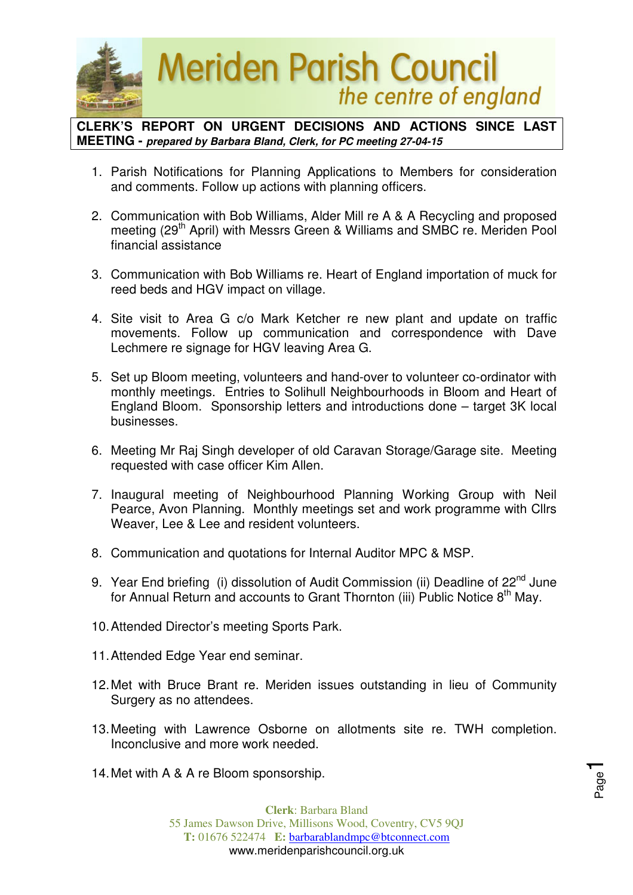# Meriden Parish Council

*the centre of england*

**CLERK'S REPORT ON URGENT DECISIONS AND ACTIONS SINCE LAST MEETING -** ***prepared by Barbara Bland, Clerk, for PC meeting 27-04-15***

1. Parish Notifications for Planning Applications to Members for consideration and comments. Follow up actions with planning officers.

2. Communication with Bob Williams, Alder Mill re A & A Recycling and proposed meeting (29th April) with Messrs Green & Williams and SMBC re. Meriden Pool financial assistance

3. Communication with Bob Williams re. Heart of England importation of muck for reed beds and HGV impact on village.

4. Site visit to Area G c/o Mark Ketcher re new plant and update on traffic movements. Follow up communication and correspondence with Dave Lechmere re signage for HGV leaving Area G.

5. Set up Bloom meeting, volunteers and hand-over to volunteer co-ordinator with monthly meetings. Entries to Solihull Neighbourhoods in Bloom and Heart of England Bloom. Sponsorship letters and introductions done – target 3K local businesses.

6. Meeting Mr Raj Singh developer of old Caravan Storage/Garage site. Meeting requested with case officer Kim Allen.

7. Inaugural meeting of Neighbourhood Planning Working Group with Neil Pearce, Avon Planning. Monthly meetings set and work programme with Cllrs Weaver, Lee & Lee and resident volunteers.

8. Communication and quotations for Internal Auditor MPC & MSP.

9. Year End briefing (i) dissolution of Audit Commission (ii) Deadline of 22nd June for Annual Return and accounts to Grant Thornton (iii) Public Notice 8th May.

10. Attended Director's meeting Sports Park.

11. Attended Edge Year end seminar.

12. Met with Bruce Brant re. Meriden issues outstanding in lieu of Community Surgery as no attendees.

13. Meeting with Lawrence Osborne on allotments site re. TWH completion. Inconclusive and more work needed.

14. Met with A & A re Bloom sponsorship.

**Clerk**: Barbara Bland
55 James Dawson Drive, Millisons Wood, Coventry, CV5 9QJ
**T:** 01676 522474 **E:** barbarablandmpc@btconnect.com
www.meridenparishcouncil.org.uk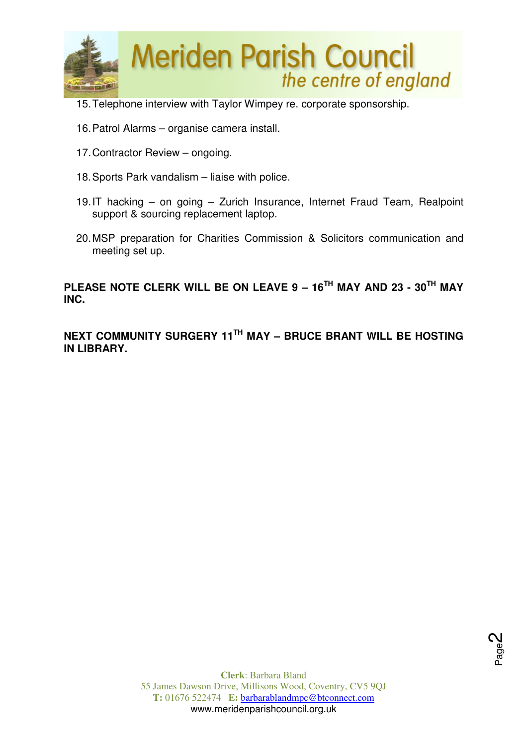15. Telephone interview with Taylor Wimpey re. corporate sponsorship.

16. Patrol Alarms – organise camera install.

17. Contractor Review – ongoing.

18. Sports Park vandalism – liaise with police.

19. IT hacking – on going – Zurich Insurance, Internet Fraud Team, Realpoint support & sourcing replacement laptop.

20. MSP preparation for Charities Commission & Solicitors communication and meeting set up.

**PLEASE NOTE CLERK WILL BE ON LEAVE 9 – 16TH MAY AND 23 - 30TH MAY INC.**

**NEXT COMMUNITY SURGERY 11TH MAY – BRUCE BRANT WILL BE HOSTING IN LIBRARY.**

**Clerk**: Barbara Bland
55 James Dawson Drive, Millisons Wood, Coventry, CV5 9QJ
**T:** 01676 522474 **E:** barbarablandmpc@btconnect.com
www.meridenparishcouncil.org.uk